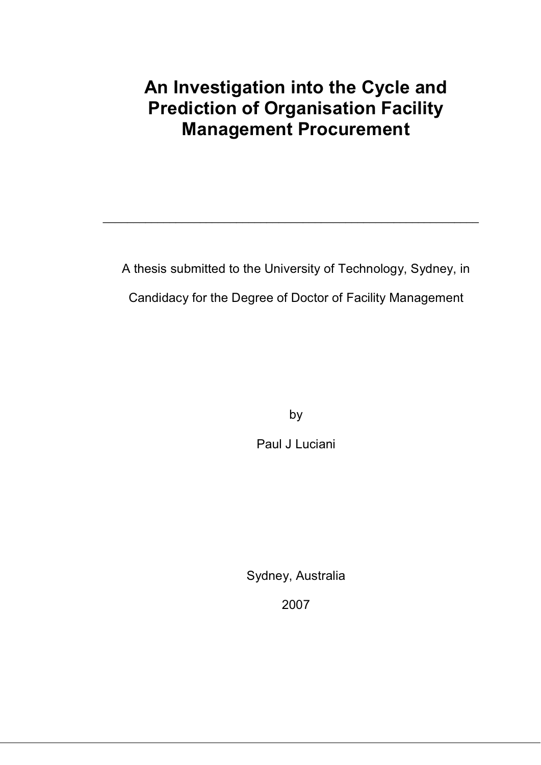# An Investigation into the Cycle and Prediction of Organisation Facility Management Procurement

---

A thesis submitted to the University of Technology, Sydney, in

Candidacy for the Degree of Doctor of Facility Management

by

Paul J Luciani

Sydney, Australia

2007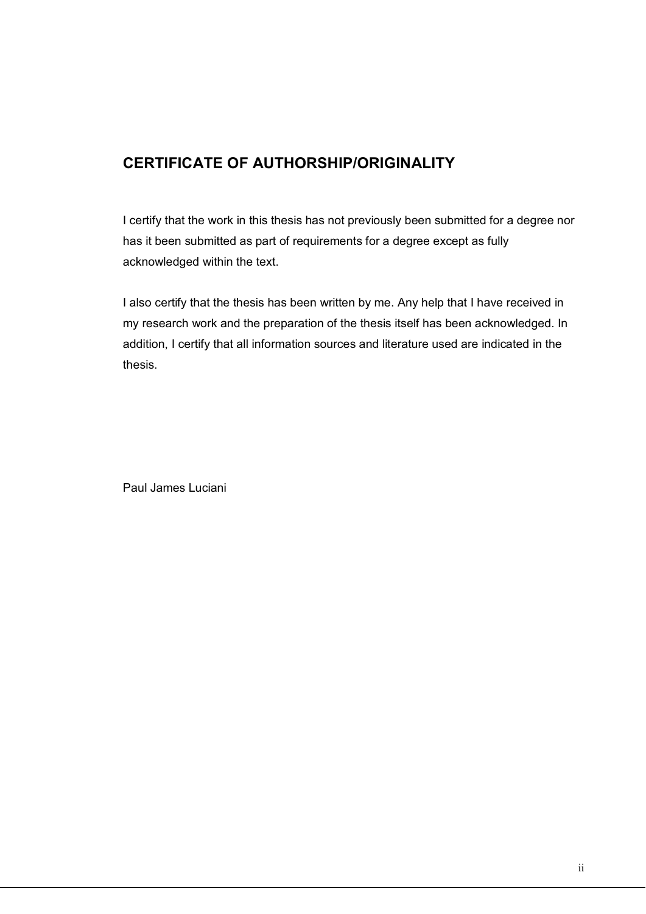## CERTIFICATE OF AUTHORSHIP/ORIGINALITY

I certify that the work in this thesis has not previously been submitted for a degree nor has it been submitted as part of requirements for a degree except as fully acknowledged within the text.

I also certify that the thesis has been written by me. Any help that I have received in my research work and the preparation of the thesis itself has been acknowledged. In addition, I certify that all information sources and literature used are indicated in the thesis.

Paul James Luciani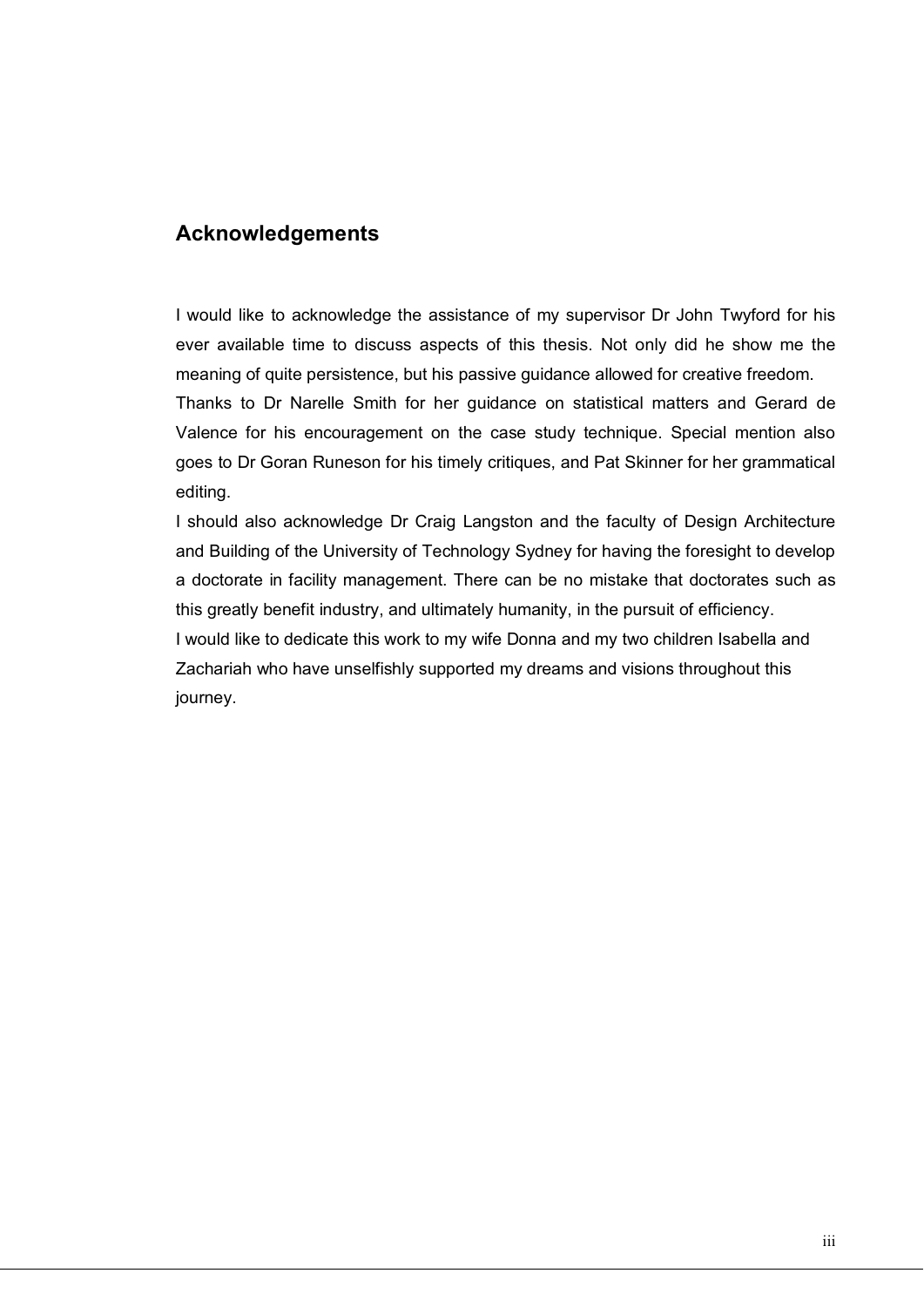## Acknowledgements

I would like to acknowledge the assistance of my supervisor Dr John Twyford for his ever available time to discuss aspects of this thesis. Not only did he show me the meaning of quite persistence, but his passive guidance allowed for creative freedom.

Thanks to Dr Narelle Smith for her guidance on statistical matters and Gerard de Valence for his encouragement on the case study technique. Special mention also goes to Dr Goran Runeson for his timely critiques, and Pat Skinner for her grammatical editing.

I should also acknowledge Dr Craig Langston and the faculty of Design Architecture and Building of the University of Technology Sydney for having the foresight to develop a doctorate in facility management. There can be no mistake that doctorates such as this greatly benefit industry, and ultimately humanity, in the pursuit of efficiency.

I would like to dedicate this work to my wife Donna and my two children Isabella and Zachariah who have unselfishly supported my dreams and visions throughout this journey.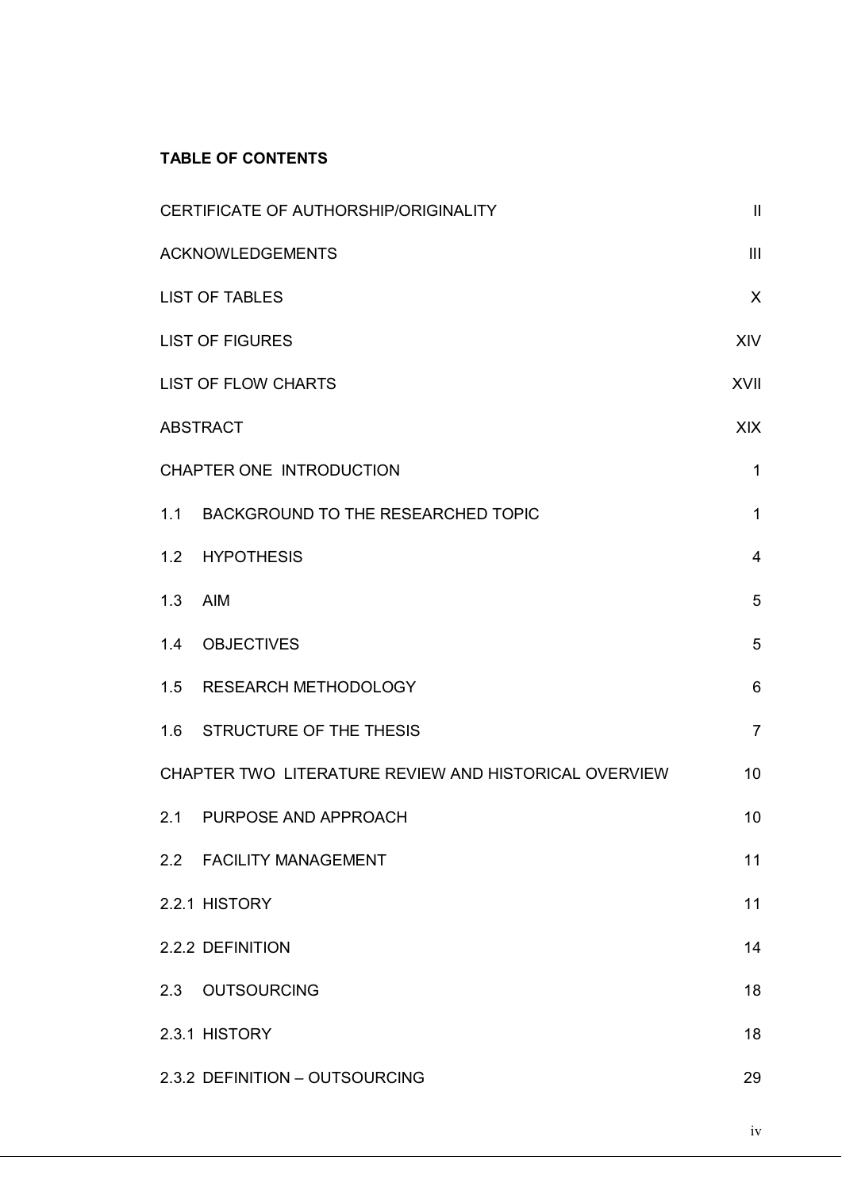**TABLE OF CONTENTS**

| | |
|---|---|
| CERTIFICATE OF AUTHORSHIP/ORIGINALITY | II |
| ACKNOWLEDGEMENTS | III |
| LIST OF TABLES | X |
| LIST OF FIGURES | XIV |
| LIST OF FLOW CHARTS | XVII |
| ABSTRACT | XIX |
| CHAPTER ONE INTRODUCTION | 1 |
| 1.1 BACKGROUND TO THE RESEARCHED TOPIC | 1 |
| 1.2 HYPOTHESIS | 4 |
| 1.3 AIM | 5 |
| 1.4 OBJECTIVES | 5 |
| 1.5 RESEARCH METHODOLOGY | 6 |
| 1.6 STRUCTURE OF THE THESIS | 7 |
| CHAPTER TWO LITERATURE REVIEW AND HISTORICAL OVERVIEW | 10 |
| 2.1 PURPOSE AND APPROACH | 10 |
| 2.2 FACILITY MANAGEMENT | 11 |
| 2.2.1 HISTORY | 11 |
| 2.2.2 DEFINITION | 14 |
| 2.3 OUTSOURCING | 18 |
| 2.3.1 HISTORY | 18 |
| 2.3.2 DEFINITION – OUTSOURCING | 29 |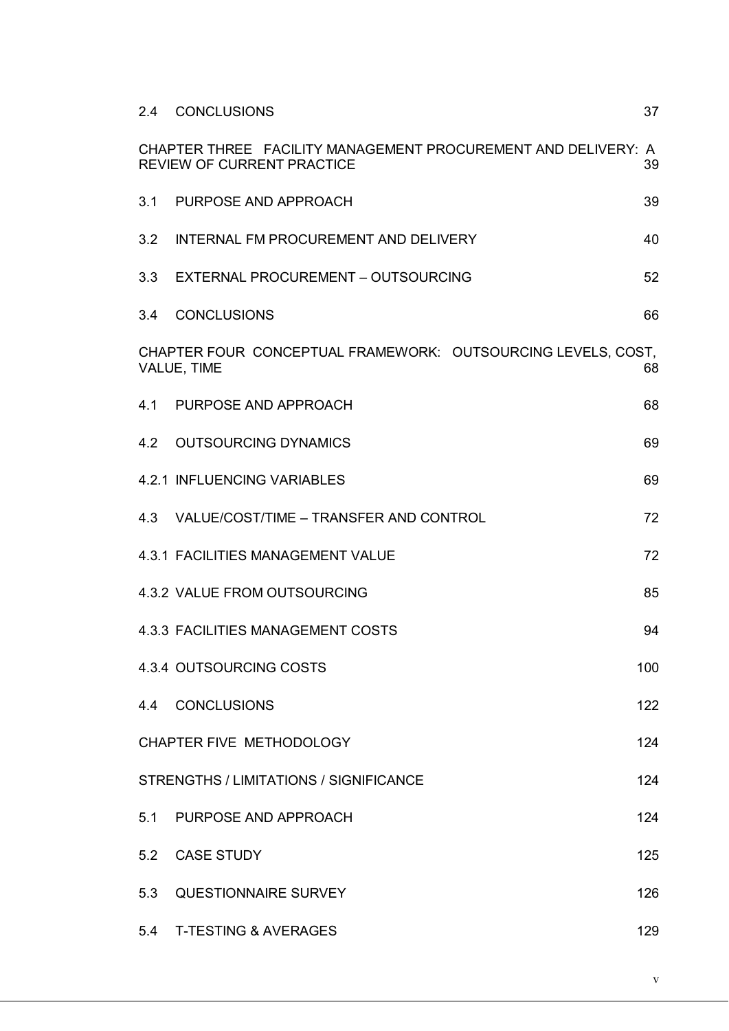| | |
|---|---|
| 2.4 CONCLUSIONS | 37 |
| CHAPTER THREE FACILITY MANAGEMENT PROCUREMENT AND DELIVERY: A REVIEW OF CURRENT PRACTICE | 39 |
| 3.1 PURPOSE AND APPROACH | 39 |
| 3.2 INTERNAL FM PROCUREMENT AND DELIVERY | 40 |
| 3.3 EXTERNAL PROCUREMENT – OUTSOURCING | 52 |
| 3.4 CONCLUSIONS | 66 |
| CHAPTER FOUR CONCEPTUAL FRAMEWORK: OUTSOURCING LEVELS, COST, VALUE, TIME | 68 |
| 4.1 PURPOSE AND APPROACH | 68 |
| 4.2 OUTSOURCING DYNAMICS | 69 |
| 4.2.1 INFLUENCING VARIABLES | 69 |
| 4.3 VALUE/COST/TIME – TRANSFER AND CONTROL | 72 |
| 4.3.1 FACILITIES MANAGEMENT VALUE | 72 |
| 4.3.2 VALUE FROM OUTSOURCING | 85 |
| 4.3.3 FACILITIES MANAGEMENT COSTS | 94 |
| 4.3.4 OUTSOURCING COSTS | 100 |
| 4.4 CONCLUSIONS | 122 |
| CHAPTER FIVE METHODOLOGY | 124 |
| STRENGTHS / LIMITATIONS / SIGNIFICANCE | 124 |
| 5.1 PURPOSE AND APPROACH | 124 |
| 5.2 CASE STUDY | 125 |
| 5.3 QUESTIONNAIRE SURVEY | 126 |
| 5.4 T-TESTING & AVERAGES | 129 |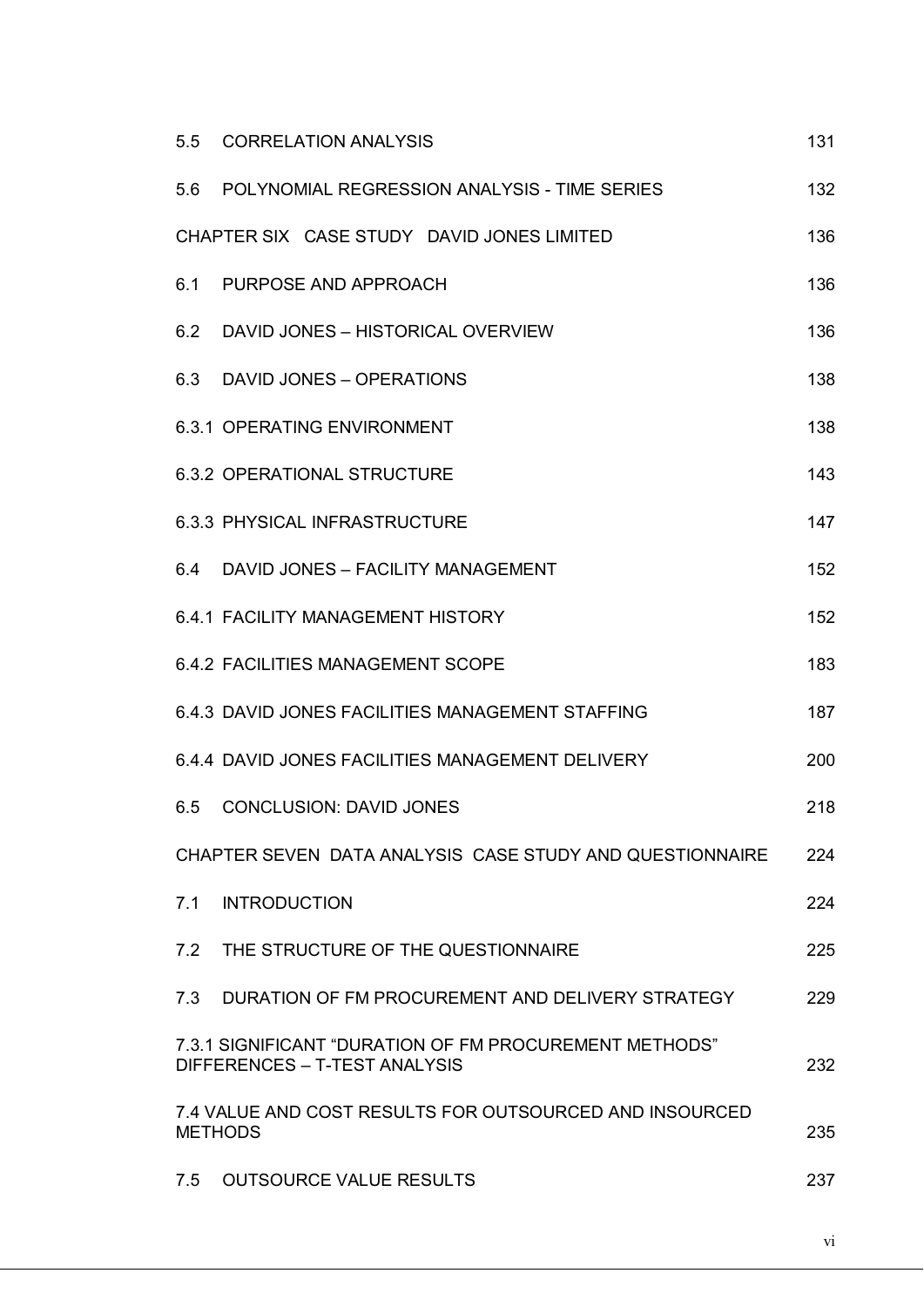| | | |
|---|---|---|
| 5.5 | CORRELATION ANALYSIS | 131 |
| 5.6 | POLYNOMIAL REGRESSION ANALYSIS - TIME SERIES | 132 |
| CHAPTER SIX | CASE STUDY DAVID JONES LIMITED | 136 |
| 6.1 | PURPOSE AND APPROACH | 136 |
| 6.2 | DAVID JONES – HISTORICAL OVERVIEW | 136 |
| 6.3 | DAVID JONES – OPERATIONS | 138 |
| 6.3.1 | OPERATING ENVIRONMENT | 138 |
| 6.3.2 | OPERATIONAL STRUCTURE | 143 |
| 6.3.3 | PHYSICAL INFRASTRUCTURE | 147 |
| 6.4 | DAVID JONES – FACILITY MANAGEMENT | 152 |
| 6.4.1 | FACILITY MANAGEMENT HISTORY | 152 |
| 6.4.2 | FACILITIES MANAGEMENT SCOPE | 183 |
| 6.4.3 | DAVID JONES FACILITIES MANAGEMENT STAFFING | 187 |
| 6.4.4 | DAVID JONES FACILITIES MANAGEMENT DELIVERY | 200 |
| 6.5 | CONCLUSION: DAVID JONES | 218 |
| CHAPTER SEVEN | DATA ANALYSIS CASE STUDY AND QUESTIONNAIRE | 224 |
| 7.1 | INTRODUCTION | 224 |
| 7.2 | THE STRUCTURE OF THE QUESTIONNAIRE | 225 |
| 7.3 | DURATION OF FM PROCUREMENT AND DELIVERY STRATEGY | 229 |
| 7.3.1 | SIGNIFICANT "DURATION OF FM PROCUREMENT METHODS" DIFFERENCES – T-TEST ANALYSIS | 232 |
| 7.4 | VALUE AND COST RESULTS FOR OUTSOURCED AND INSOURCED METHODS | 235 |
| 7.5 | OUTSOURCE VALUE RESULTS | 237 |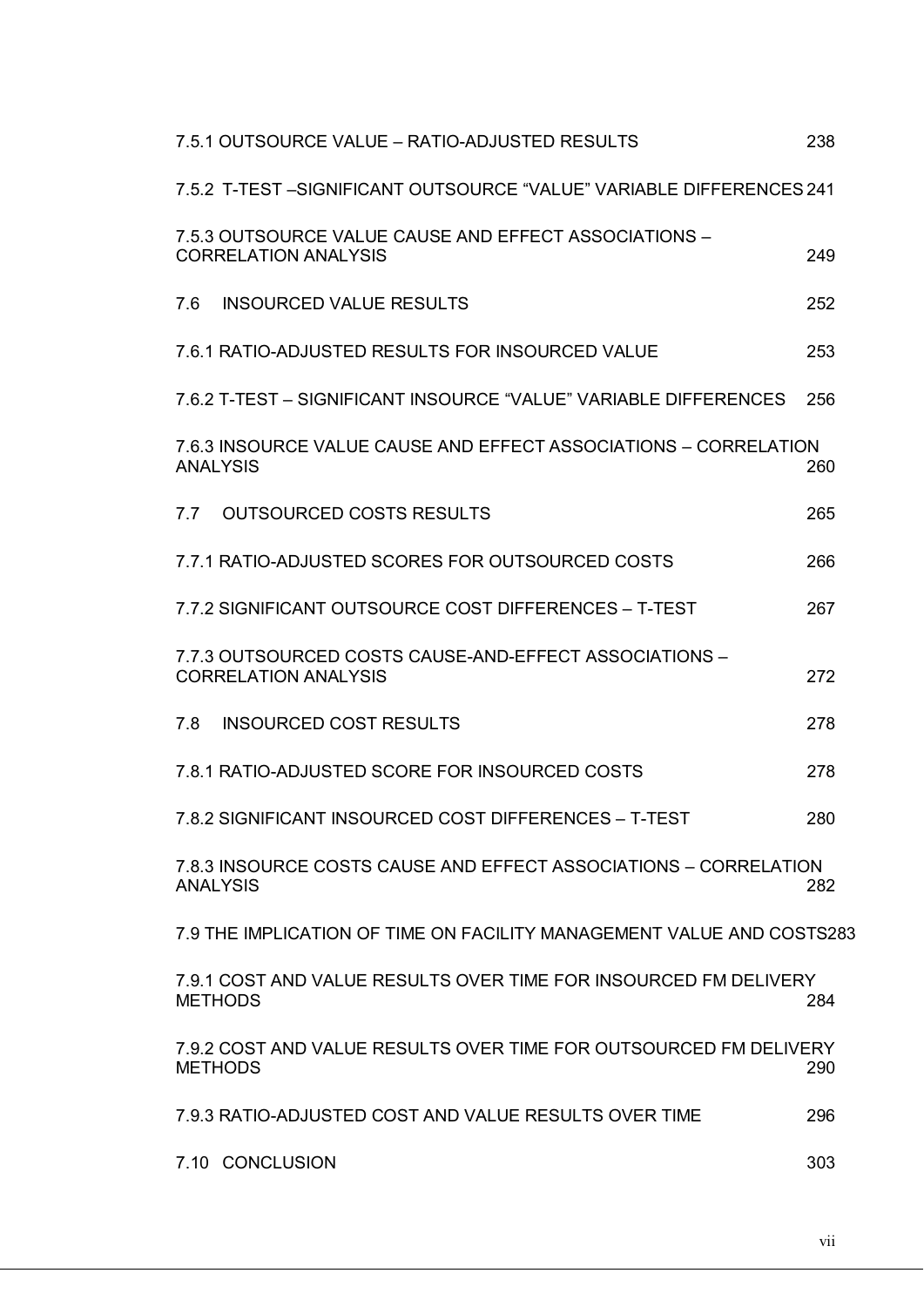7.5.1 OUTSOURCE VALUE – RATIO-ADJUSTED RESULTS 238

7.5.2 T-TEST –SIGNIFICANT OUTSOURCE “VALUE” VARIABLE DIFFERENCES 241

7.5.3 OUTSOURCE VALUE CAUSE AND EFFECT ASSOCIATIONS – CORRELATION ANALYSIS 249

7.6 INSOURCED VALUE RESULTS 252

7.6.1 RATIO-ADJUSTED RESULTS FOR INSOURCED VALUE 253

7.6.2 T-TEST – SIGNIFICANT INSOURCE “VALUE” VARIABLE DIFFERENCES 256

7.6.3 INSOURCE VALUE CAUSE AND EFFECT ASSOCIATIONS – CORRELATION ANALYSIS 260

7.7 OUTSOURCED COSTS RESULTS 265

7.7.1 RATIO-ADJUSTED SCORES FOR OUTSOURCED COSTS 266

7.7.2 SIGNIFICANT OUTSOURCE COST DIFFERENCES – T-TEST 267

7.7.3 OUTSOURCED COSTS CAUSE-AND-EFFECT ASSOCIATIONS – CORRELATION ANALYSIS 272

7.8 INSOURCED COST RESULTS 278

7.8.1 RATIO-ADJUSTED SCORE FOR INSOURCED COSTS 278

7.8.2 SIGNIFICANT INSOURCED COST DIFFERENCES – T-TEST 280

7.8.3 INSOURCE COSTS CAUSE AND EFFECT ASSOCIATIONS – CORRELATION ANALYSIS 282

7.9 THE IMPLICATION OF TIME ON FACILITY MANAGEMENT VALUE AND COSTS 283

7.9.1 COST AND VALUE RESULTS OVER TIME FOR INSOURCED FM DELIVERY METHODS 284

7.9.2 COST AND VALUE RESULTS OVER TIME FOR OUTSOURCED FM DELIVERY METHODS 290

7.9.3 RATIO-ADJUSTED COST AND VALUE RESULTS OVER TIME 296

7.10 CONCLUSION 303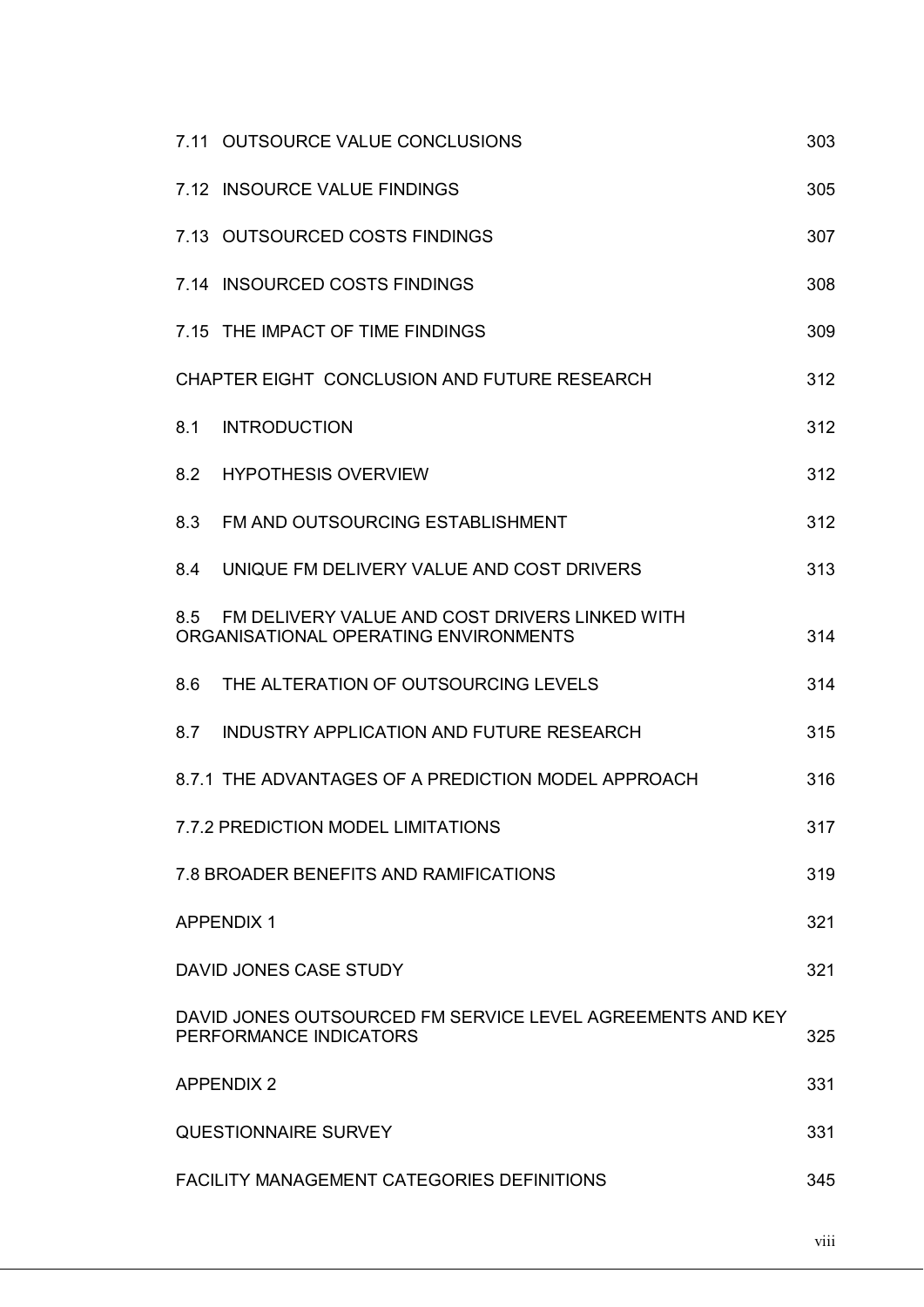| | |
|---|---|
| 7.11 OUTSOURCE VALUE CONCLUSIONS | 303 |
| 7.12 INSOURCE VALUE FINDINGS | 305 |
| 7.13 OUTSOURCED COSTS FINDINGS | 307 |
| 7.14 INSOURCED COSTS FINDINGS | 308 |
| 7.15 THE IMPACT OF TIME FINDINGS | 309 |
| CHAPTER EIGHT CONCLUSION AND FUTURE RESEARCH | 312 |
| 8.1 INTRODUCTION | 312 |
| 8.2 HYPOTHESIS OVERVIEW | 312 |
| 8.3 FM AND OUTSOURCING ESTABLISHMENT | 312 |
| 8.4 UNIQUE FM DELIVERY VALUE AND COST DRIVERS | 313 |
| 8.5 FM DELIVERY VALUE AND COST DRIVERS LINKED WITH ORGANISATIONAL OPERATING ENVIRONMENTS | 314 |
| 8.6 THE ALTERATION OF OUTSOURCING LEVELS | 314 |
| 8.7 INDUSTRY APPLICATION AND FUTURE RESEARCH | 315 |
| 8.7.1 THE ADVANTAGES OF A PREDICTION MODEL APPROACH | 316 |
| 7.7.2 PREDICTION MODEL LIMITATIONS | 317 |
| 7.8 BROADER BENEFITS AND RAMIFICATIONS | 319 |
| APPENDIX 1 | 321 |
| DAVID JONES CASE STUDY | 321 |
| DAVID JONES OUTSOURCED FM SERVICE LEVEL AGREEMENTS AND KEY PERFORMANCE INDICATORS | 325 |
| APPENDIX 2 | 331 |
| QUESTIONNAIRE SURVEY | 331 |
| FACILITY MANAGEMENT CATEGORIES DEFINITIONS | 345 |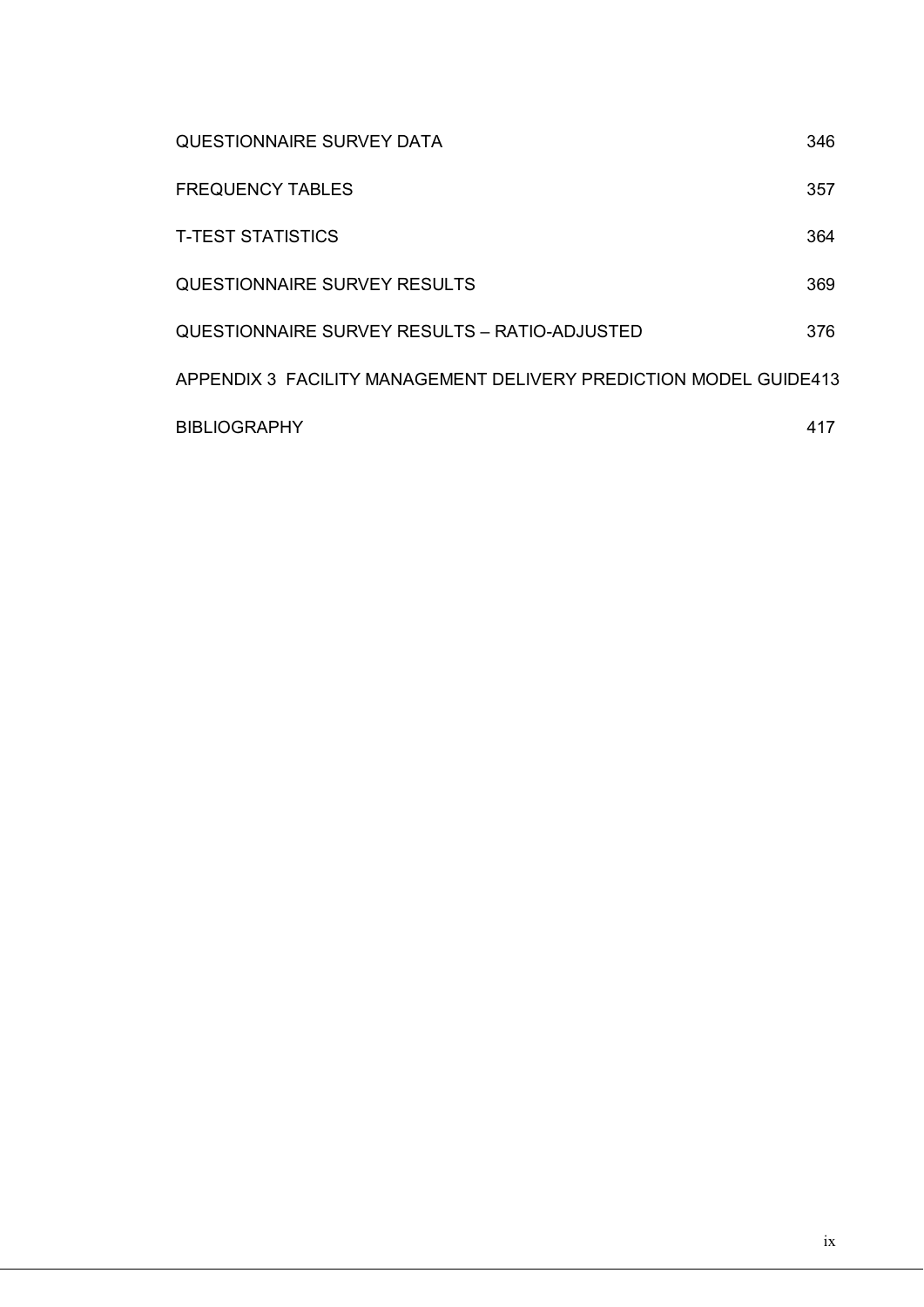| | |
|---|---|
| QUESTIONNAIRE SURVEY DATA | 346 |
| FREQUENCY TABLES | 357 |
| T-TEST STATISTICS | 364 |
| QUESTIONNAIRE SURVEY RESULTS | 369 |
| QUESTIONNAIRE SURVEY RESULTS – RATIO-ADJUSTED | 376 |
| APPENDIX 3 FACILITY MANAGEMENT DELIVERY PREDICTION MODEL GUIDE | 413 |
| BIBLIOGRAPHY | 417 |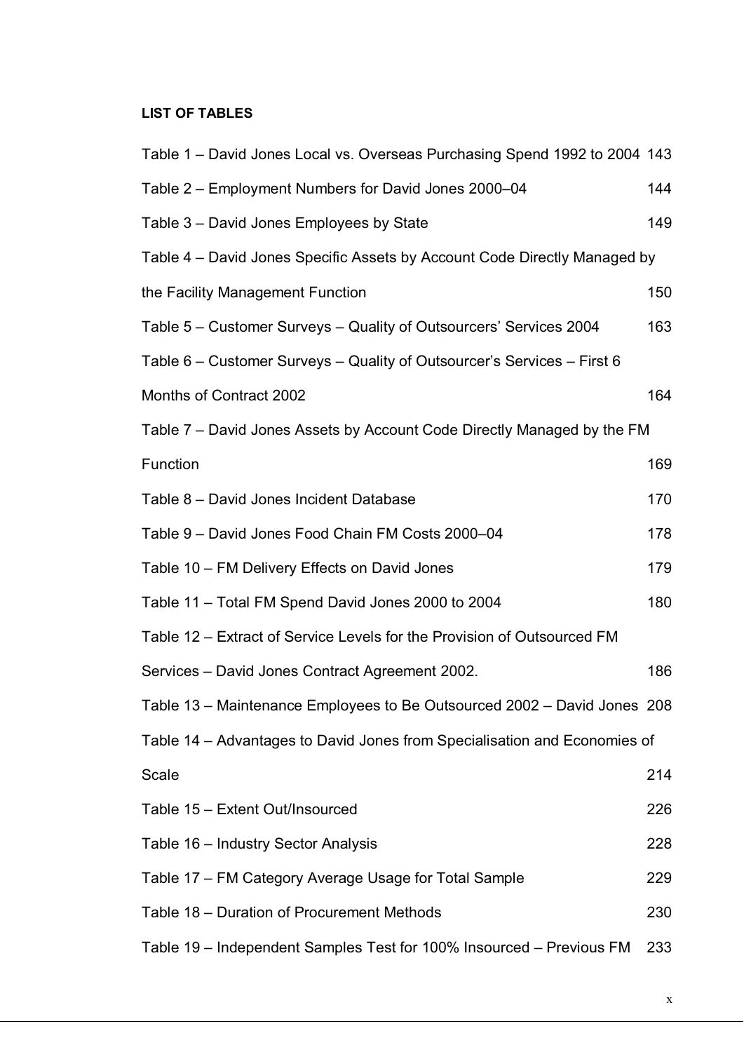**LIST OF TABLES**

Table 1 – David Jones Local vs. Overseas Purchasing Spend 1992 to 2004 143

Table 2 – Employment Numbers for David Jones 2000–04 144

Table 3 – David Jones Employees by State 149

Table 4 – David Jones Specific Assets by Account Code Directly Managed by the Facility Management Function 150

Table 5 – Customer Surveys – Quality of Outsourcers' Services 2004 163

Table 6 – Customer Surveys – Quality of Outsourcer's Services – First 6 Months of Contract 2002 164

Table 7 – David Jones Assets by Account Code Directly Managed by the FM Function 169

Table 8 – David Jones Incident Database 170

Table 9 – David Jones Food Chain FM Costs 2000–04 178

Table 10 – FM Delivery Effects on David Jones 179

Table 11 – Total FM Spend David Jones 2000 to 2004 180

Table 12 – Extract of Service Levels for the Provision of Outsourced FM Services – David Jones Contract Agreement 2002. 186

Table 13 – Maintenance Employees to Be Outsourced 2002 – David Jones 208

Table 14 – Advantages to David Jones from Specialisation and Economies of Scale 214

Table 15 – Extent Out/Insourced 226

Table 16 – Industry Sector Analysis 228

Table 17 – FM Category Average Usage for Total Sample 229

Table 18 – Duration of Procurement Methods 230

Table 19 – Independent Samples Test for 100% Insourced – Previous FM 233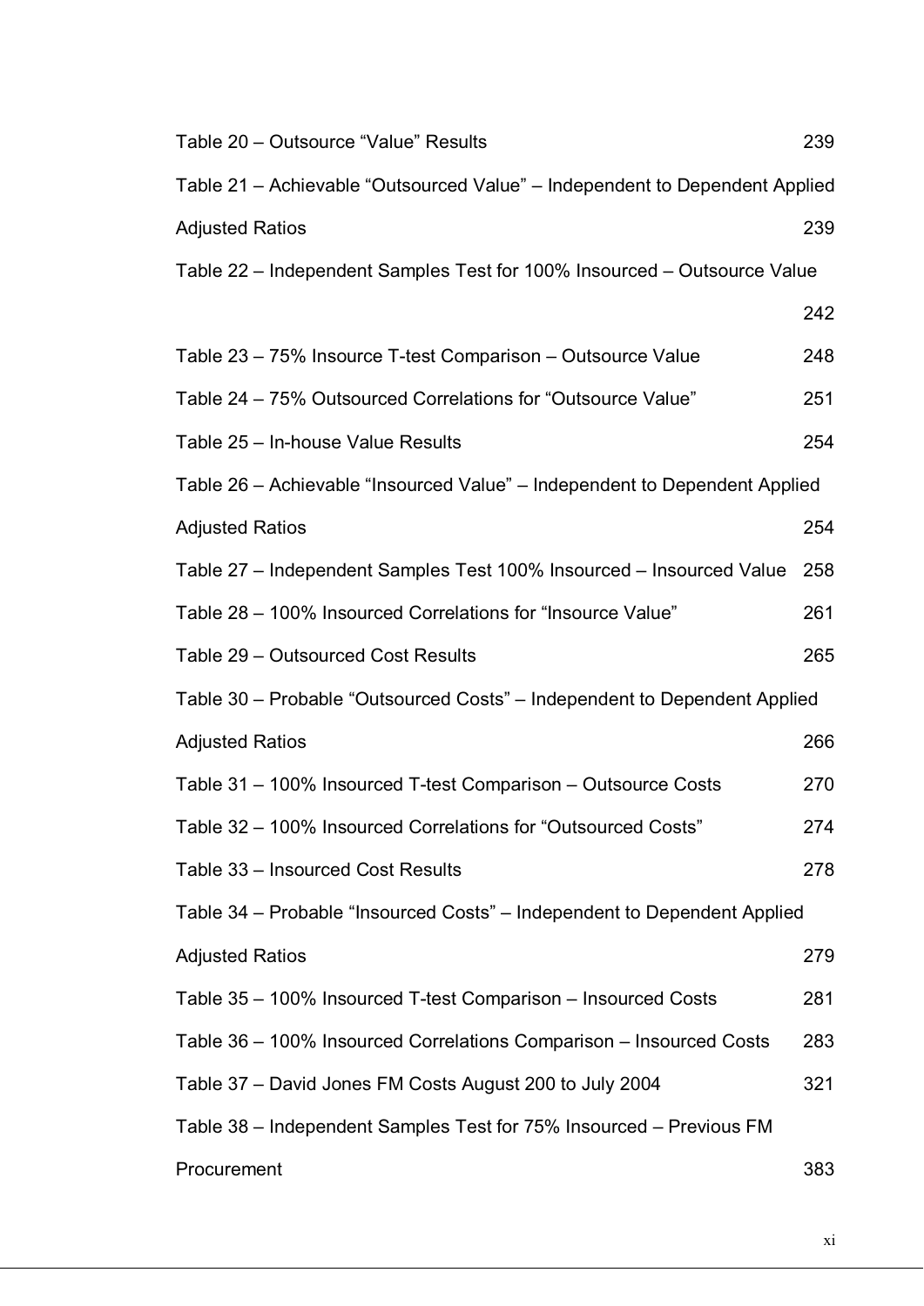Table 20 – Outsource "Value" Results 239

Table 21 – Achievable "Outsourced Value" – Independent to Dependent Applied Adjusted Ratios 239

Table 22 – Independent Samples Test for 100% Insourced – Outsource Value 242

Table 23 – 75% Insource T-test Comparison – Outsource Value 248

Table 24 – 75% Outsourced Correlations for "Outsource Value" 251

Table 25 – In-house Value Results 254

Table 26 – Achievable "Insourced Value" – Independent to Dependent Applied Adjusted Ratios 254

Table 27 – Independent Samples Test 100% Insourced – Insourced Value 258

Table 28 – 100% Insourced Correlations for "Insource Value" 261

Table 29 – Outsourced Cost Results 265

Table 30 – Probable "Outsourced Costs" – Independent to Dependent Applied Adjusted Ratios 266

Table 31 – 100% Insourced T-test Comparison – Outsource Costs 270

Table 32 – 100% Insourced Correlations for "Outsourced Costs" 274

Table 33 – Insourced Cost Results 278

Table 34 – Probable "Insourced Costs" – Independent to Dependent Applied Adjusted Ratios 279

Table 35 – 100% Insourced T-test Comparison – Insourced Costs 281

Table 36 – 100% Insourced Correlations Comparison – Insourced Costs 283

Table 37 – David Jones FM Costs August 200 to July 2004 321

Table 38 – Independent Samples Test for 75% Insourced – Previous FM Procurement 383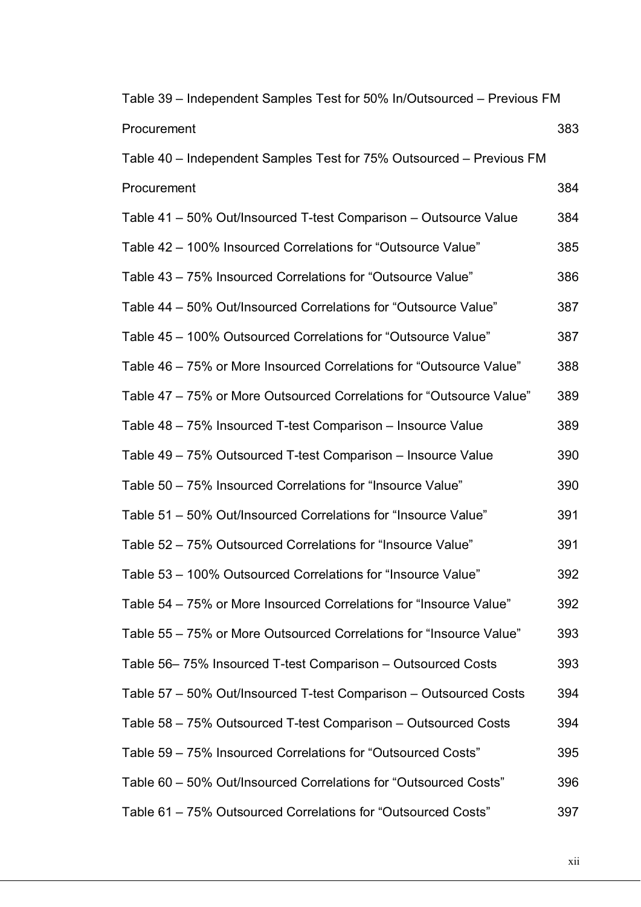Table 39 – Independent Samples Test for 50% In/Outsourced – Previous FM Procurement 383

Table 40 – Independent Samples Test for 75% Outsourced – Previous FM Procurement 384

Table 41 – 50% Out/Insourced T-test Comparison – Outsource Value 384

Table 42 – 100% Insourced Correlations for "Outsource Value" 385

Table 43 – 75% Insourced Correlations for "Outsource Value" 386

Table 44 – 50% Out/Insourced Correlations for "Outsource Value" 387

Table 45 – 100% Outsourced Correlations for "Outsource Value" 387

Table 46 – 75% or More Insourced Correlations for "Outsource Value" 388

Table 47 – 75% or More Outsourced Correlations for "Outsource Value" 389

Table 48 – 75% Insourced T-test Comparison – Insource Value 389

Table 49 – 75% Outsourced T-test Comparison – Insource Value 390

Table 50 – 75% Insourced Correlations for "Insource Value" 390

Table 51 – 50% Out/Insourced Correlations for "Insource Value" 391

Table 52 – 75% Outsourced Correlations for "Insource Value" 391

Table 53 – 100% Outsourced Correlations for "Insource Value" 392

Table 54 – 75% or More Insourced Correlations for "Insource Value" 392

Table 55 – 75% or More Outsourced Correlations for "Insource Value" 393

Table 56– 75% Insourced T-test Comparison – Outsourced Costs 393

Table 57 – 50% Out/Insourced T-test Comparison – Outsourced Costs 394

Table 58 – 75% Outsourced T-test Comparison – Outsourced Costs 394

Table 59 – 75% Insourced Correlations for "Outsourced Costs" 395

Table 60 – 50% Out/Insourced Correlations for "Outsourced Costs" 396

Table 61 – 75% Outsourced Correlations for "Outsourced Costs" 397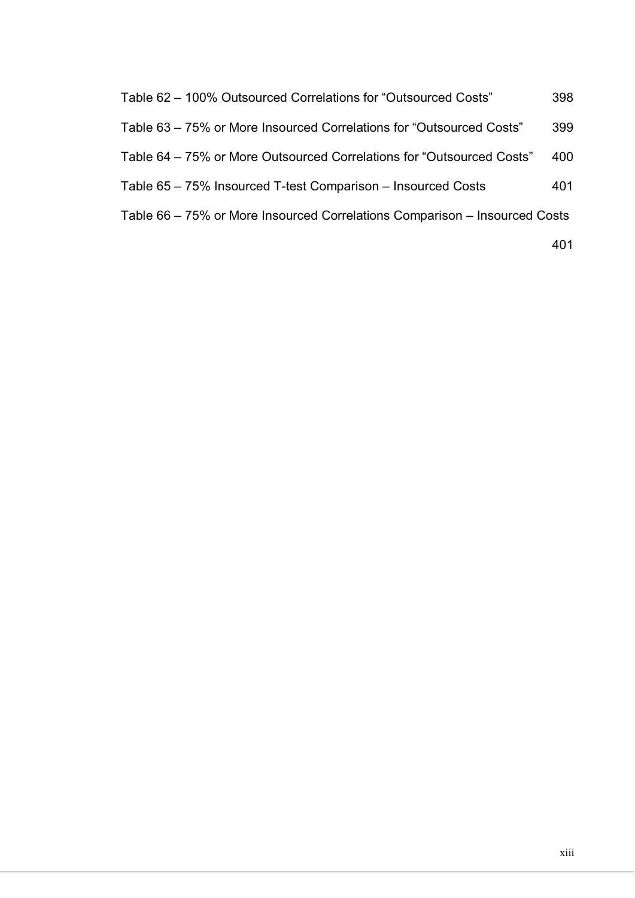Table 62 – 100% Outsourced Correlations for “Outsourced Costs” 398

Table 63 – 75% or More Insourced Correlations for “Outsourced Costs” 399

Table 64 – 75% or More Outsourced Correlations for “Outsourced Costs” 400

Table 65 – 75% Insourced T-test Comparison – Insourced Costs 401

Table 66 – 75% or More Insourced Correlations Comparison – Insourced Costs 401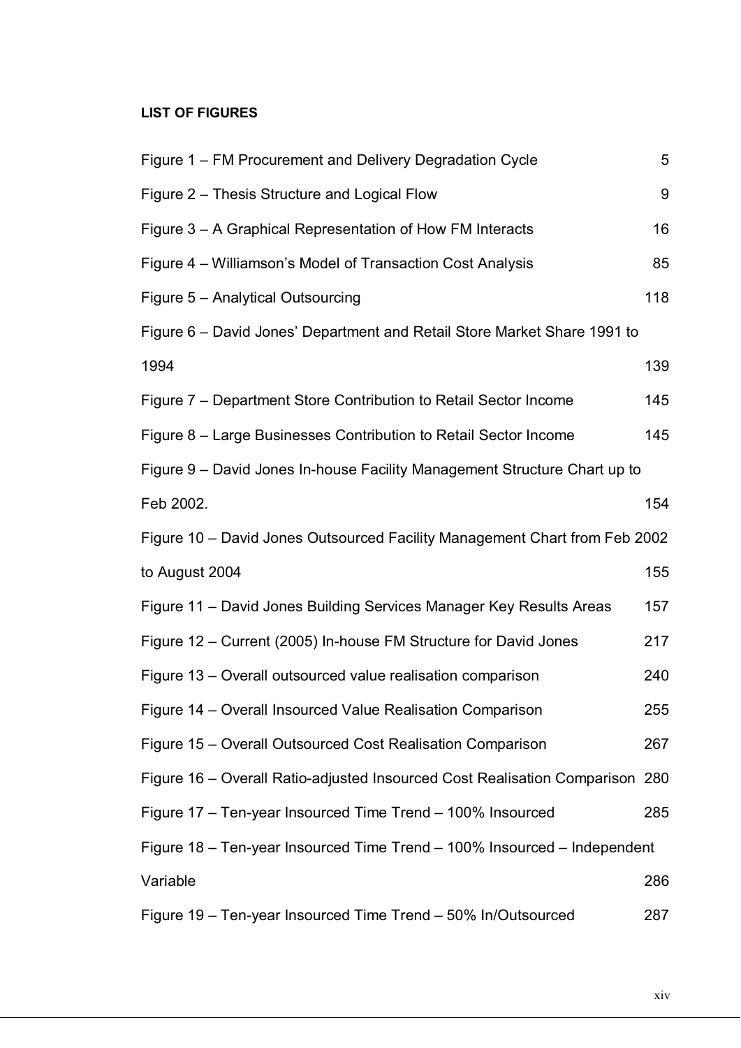**LIST OF FIGURES**

| | |
|---|---|
| Figure 1 – FM Procurement and Delivery Degradation Cycle | 5 |
| Figure 2 – Thesis Structure and Logical Flow | 9 |
| Figure 3 – A Graphical Representation of How FM Interacts | 16 |
| Figure 4 – Williamson's Model of Transaction Cost Analysis | 85 |
| Figure 5 – Analytical Outsourcing | 118 |
| Figure 6 – David Jones' Department and Retail Store Market Share 1991 to 1994 | 139 |
| Figure 7 – Department Store Contribution to Retail Sector Income | 145 |
| Figure 8 – Large Businesses Contribution to Retail Sector Income | 145 |
| Figure 9 – David Jones In-house Facility Management Structure Chart up to Feb 2002. | 154 |
| Figure 10 – David Jones Outsourced Facility Management Chart from Feb 2002 to August 2004 | 155 |
| Figure 11 – David Jones Building Services Manager Key Results Areas | 157 |
| Figure 12 – Current (2005) In-house FM Structure for David Jones | 217 |
| Figure 13 – Overall outsourced value realisation comparison | 240 |
| Figure 14 – Overall Insourced Value Realisation Comparison | 255 |
| Figure 15 – Overall Outsourced Cost Realisation Comparison | 267 |
| Figure 16 – Overall Ratio-adjusted Insourced Cost Realisation Comparison | 280 |
| Figure 17 – Ten-year Insourced Time Trend – 100% Insourced | 285 |
| Figure 18 – Ten-year Insourced Time Trend – 100% Insourced – Independent Variable | 286 |
| Figure 19 – Ten-year Insourced Time Trend – 50% In/Outsourced | 287 |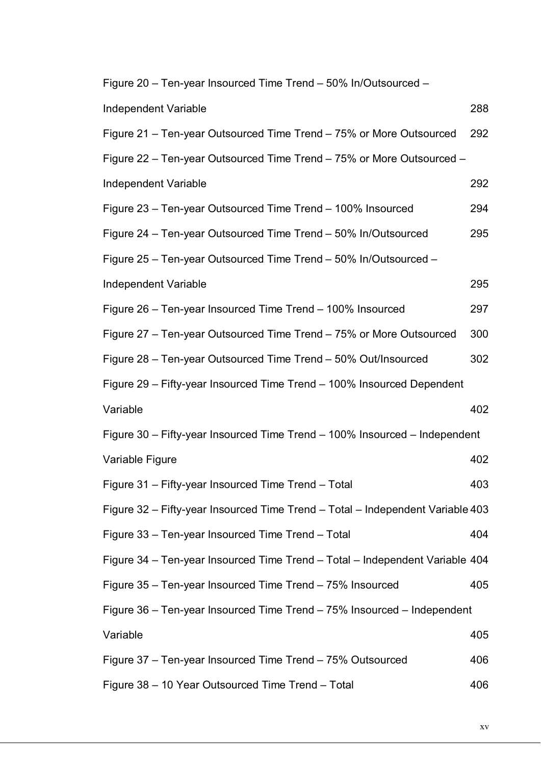Figure 20 – Ten-year Insourced Time Trend – 50% In/Outsourced – Independent Variable 288

Figure 21 – Ten-year Outsourced Time Trend – 75% or More Outsourced 292

Figure 22 – Ten-year Outsourced Time Trend – 75% or More Outsourced – Independent Variable 292

Figure 23 – Ten-year Outsourced Time Trend – 100% Insourced 294

Figure 24 – Ten-year Outsourced Time Trend – 50% In/Outsourced 295

Figure 25 – Ten-year Outsourced Time Trend – 50% In/Outsourced – Independent Variable 295

Figure 26 – Ten-year Insourced Time Trend – 100% Insourced 297

Figure 27 – Ten-year Outsourced Time Trend – 75% or More Outsourced 300

Figure 28 – Ten-year Outsourced Time Trend – 50% Out/Insourced 302

Figure 29 – Fifty-year Insourced Time Trend – 100% Insourced Dependent Variable 402

Figure 30 – Fifty-year Insourced Time Trend – 100% Insourced – Independent Variable Figure 402

Figure 31 – Fifty-year Insourced Time Trend – Total 403

Figure 32 – Fifty-year Insourced Time Trend – Total – Independent Variable 403

Figure 33 – Ten-year Insourced Time Trend – Total 404

Figure 34 – Ten-year Insourced Time Trend – Total – Independent Variable 404

Figure 35 – Ten-year Insourced Time Trend – 75% Insourced 405

Figure 36 – Ten-year Insourced Time Trend – 75% Insourced – Independent Variable 405

Figure 37 – Ten-year Insourced Time Trend – 75% Outsourced 406

Figure 38 – 10 Year Outsourced Time Trend – Total 406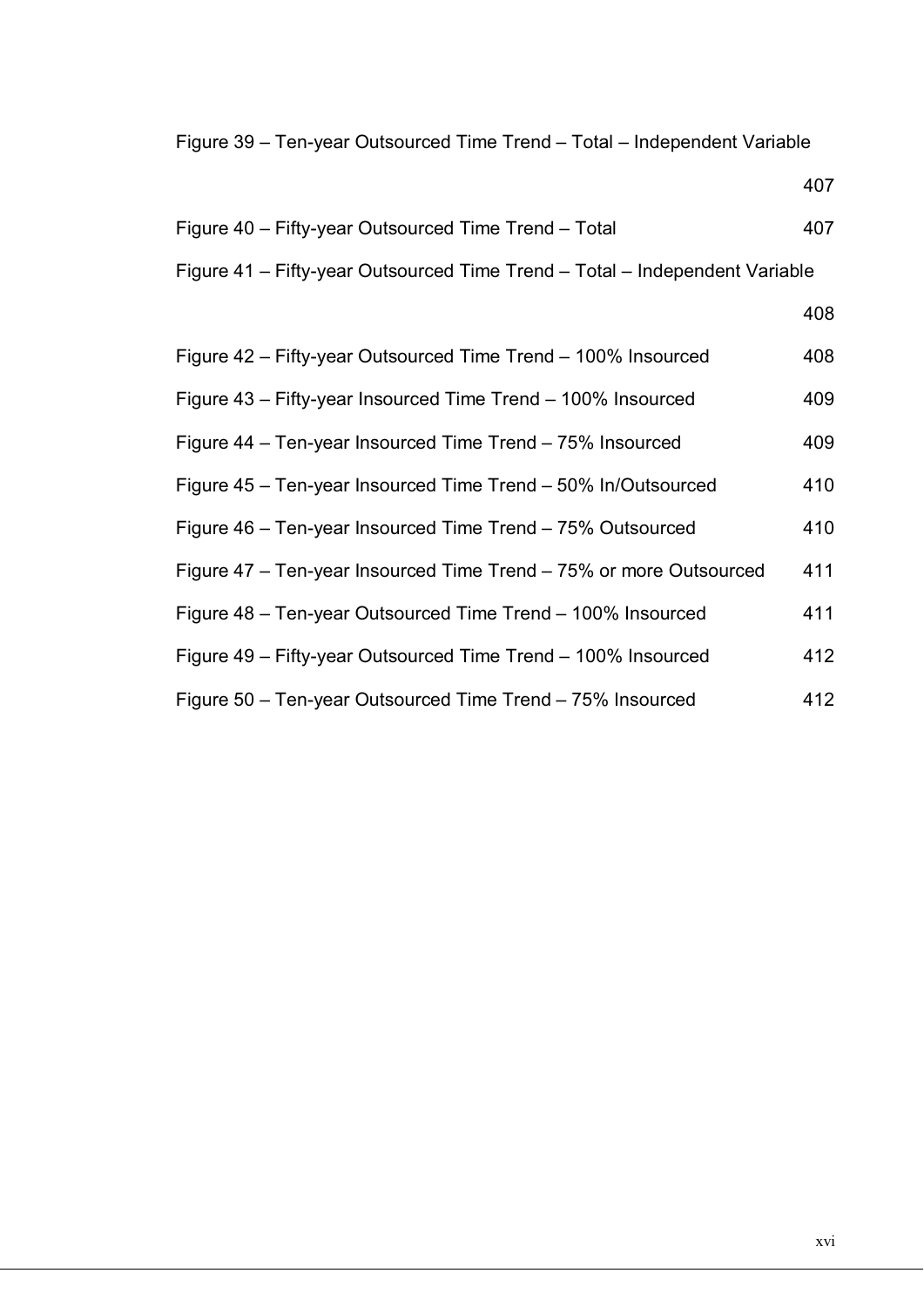Figure 39 – Ten-year Outsourced Time Trend – Total – Independent Variable 407

Figure 40 – Fifty-year Outsourced Time Trend – Total 407

Figure 41 – Fifty-year Outsourced Time Trend – Total – Independent Variable 408

Figure 42 – Fifty-year Outsourced Time Trend – 100% Insourced 408

Figure 43 – Fifty-year Insourced Time Trend – 100% Insourced 409

Figure 44 – Ten-year Insourced Time Trend – 75% Insourced 409

Figure 45 – Ten-year Insourced Time Trend – 50% In/Outsourced 410

Figure 46 – Ten-year Insourced Time Trend – 75% Outsourced 410

Figure 47 – Ten-year Insourced Time Trend – 75% or more Outsourced 411

Figure 48 – Ten-year Outsourced Time Trend – 100% Insourced 411

Figure 49 – Fifty-year Outsourced Time Trend – 100% Insourced 412

Figure 50 – Ten-year Outsourced Time Trend – 75% Insourced 412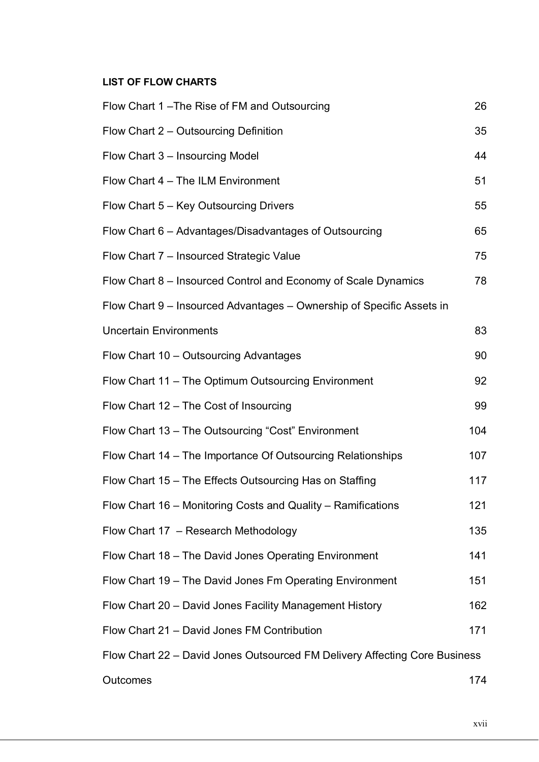**LIST OF FLOW CHARTS**

| | |
|---|---|
| Flow Chart 1 –The Rise of FM and Outsourcing | 26 |
| Flow Chart 2 – Outsourcing Definition | 35 |
| Flow Chart 3 – Insourcing Model | 44 |
| Flow Chart 4 – The ILM Environment | 51 |
| Flow Chart 5 – Key Outsourcing Drivers | 55 |
| Flow Chart 6 – Advantages/Disadvantages of Outsourcing | 65 |
| Flow Chart 7 – Insourced Strategic Value | 75 |
| Flow Chart 8 – Insourced Control and Economy of Scale Dynamics | 78 |
| Flow Chart 9 – Insourced Advantages – Ownership of Specific Assets in Uncertain Environments | 83 |
| Flow Chart 10 – Outsourcing Advantages | 90 |
| Flow Chart 11 – The Optimum Outsourcing Environment | 92 |
| Flow Chart 12 – The Cost of Insourcing | 99 |
| Flow Chart 13 – The Outsourcing "Cost" Environment | 104 |
| Flow Chart 14 – The Importance Of Outsourcing Relationships | 107 |
| Flow Chart 15 – The Effects Outsourcing Has on Staffing | 117 |
| Flow Chart 16 – Monitoring Costs and Quality – Ramifications | 121 |
| Flow Chart 17 – Research Methodology | 135 |
| Flow Chart 18 – The David Jones Operating Environment | 141 |
| Flow Chart 19 – The David Jones Fm Operating Environment | 151 |
| Flow Chart 20 – David Jones Facility Management History | 162 |
| Flow Chart 21 – David Jones FM Contribution | 171 |
| Flow Chart 22 – David Jones Outsourced FM Delivery Affecting Core Business Outcomes | 174 |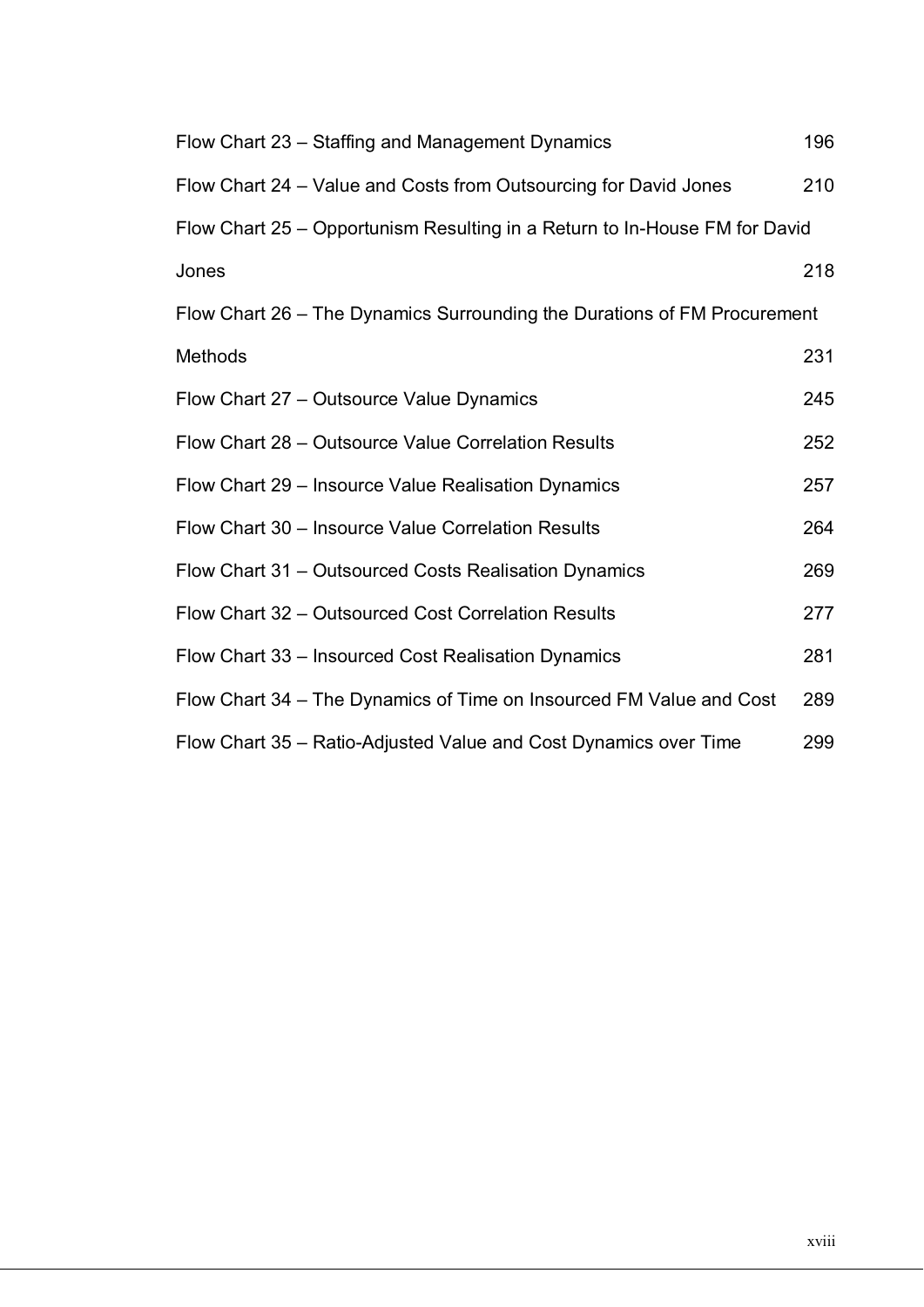Flow Chart 23 – Staffing and Management Dynamics 196

Flow Chart 24 – Value and Costs from Outsourcing for David Jones 210

Flow Chart 25 – Opportunism Resulting in a Return to In-House FM for David Jones 218

Flow Chart 26 – The Dynamics Surrounding the Durations of FM Procurement Methods 231

Flow Chart 27 – Outsource Value Dynamics 245

Flow Chart 28 – Outsource Value Correlation Results 252

Flow Chart 29 – Insource Value Realisation Dynamics 257

Flow Chart 30 – Insource Value Correlation Results 264

Flow Chart 31 – Outsourced Costs Realisation Dynamics 269

Flow Chart 32 – Outsourced Cost Correlation Results 277

Flow Chart 33 – Insourced Cost Realisation Dynamics 281

Flow Chart 34 – The Dynamics of Time on Insourced FM Value and Cost 289

Flow Chart 35 – Ratio-Adjusted Value and Cost Dynamics over Time 299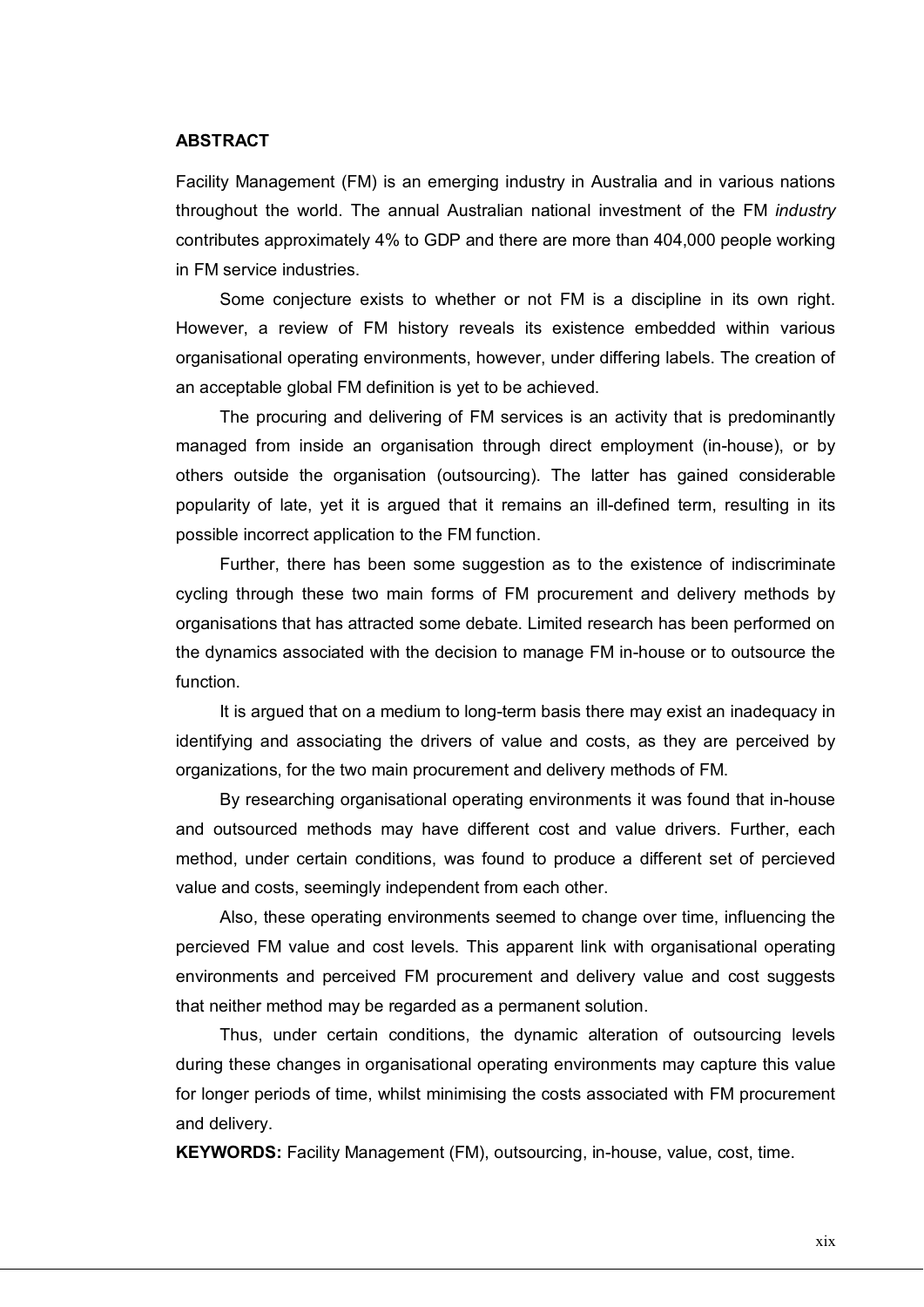**ABSTRACT**

Facility Management (FM) is an emerging industry in Australia and in various nations throughout the world. The annual Australian national investment of the FM *industry* contributes approximately 4% to GDP and there are more than 404,000 people working in FM service industries.

Some conjecture exists to whether or not FM is a discipline in its own right. However, a review of FM history reveals its existence embedded within various organisational operating environments, however, under differing labels. The creation of an acceptable global FM definition is yet to be achieved.

The procuring and delivering of FM services is an activity that is predominantly managed from inside an organisation through direct employment (in-house), or by others outside the organisation (outsourcing). The latter has gained considerable popularity of late, yet it is argued that it remains an ill-defined term, resulting in its possible incorrect application to the FM function.

Further, there has been some suggestion as to the existence of indiscriminate cycling through these two main forms of FM procurement and delivery methods by organisations that has attracted some debate. Limited research has been performed on the dynamics associated with the decision to manage FM in-house or to outsource the function.

It is argued that on a medium to long-term basis there may exist an inadequacy in identifying and associating the drivers of value and costs, as they are perceived by organizations, for the two main procurement and delivery methods of FM.

By researching organisational operating environments it was found that in-house and outsourced methods may have different cost and value drivers. Further, each method, under certain conditions, was found to produce a different set of percieved value and costs, seemingly independent from each other.

Also, these operating environments seemed to change over time, influencing the percieved FM value and cost levels. This apparent link with organisational operating environments and perceived FM procurement and delivery value and cost suggests that neither method may be regarded as a permanent solution.

Thus, under certain conditions, the dynamic alteration of outsourcing levels during these changes in organisational operating environments may capture this value for longer periods of time, whilst minimising the costs associated with FM procurement and delivery.

**KEYWORDS:** Facility Management (FM), outsourcing, in-house, value, cost, time.